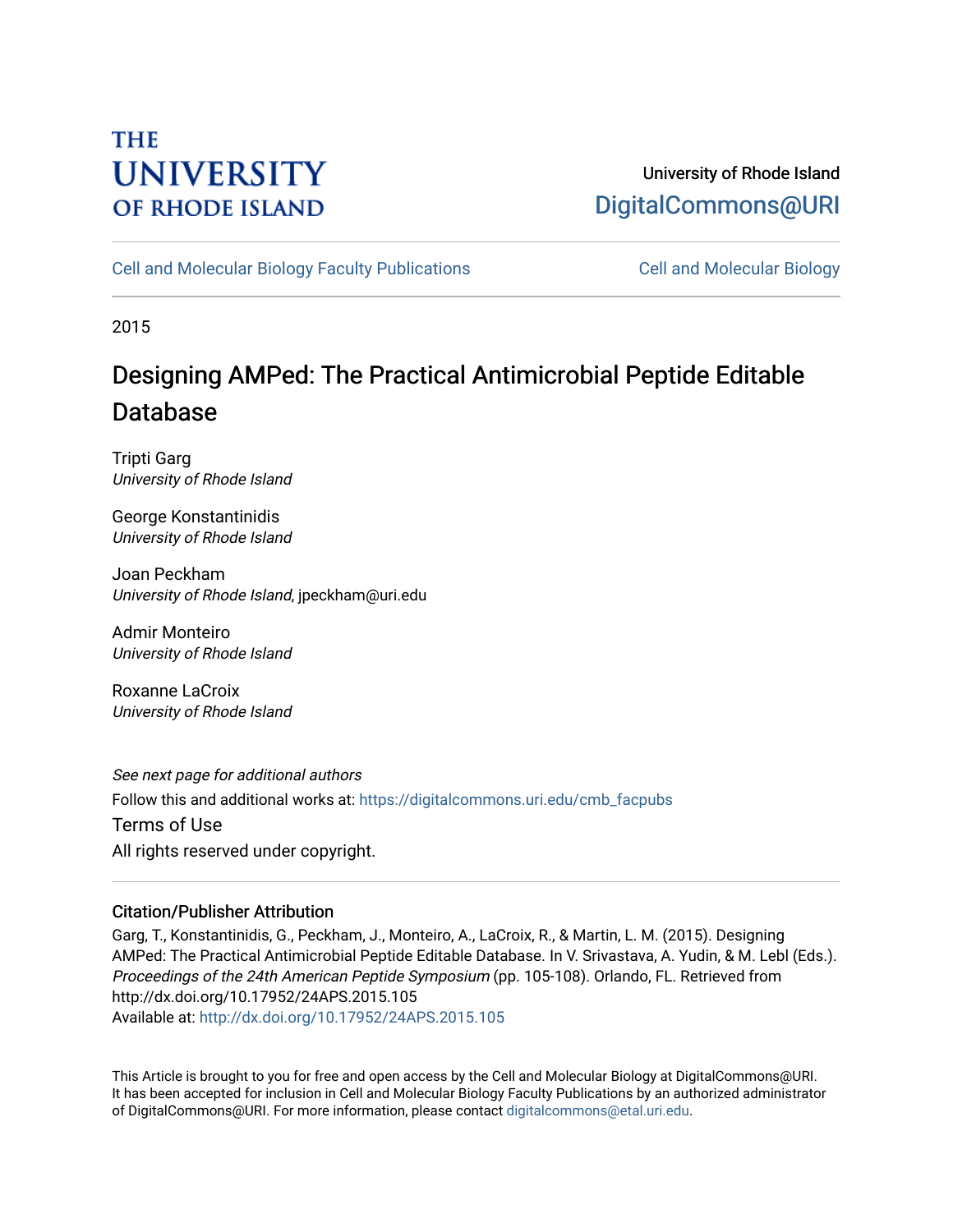THE UNIVERSITY OF RHODE ISLAND

University of Rhode Island
DigitalCommons@URI

Cell and Molecular Biology Faculty Publications | Cell and Molecular Biology

2015

# Designing AMPed: The Practical Antimicrobial Peptide Editable Database

Tripti Garg
*University of Rhode Island*

George Konstantinidis
*University of Rhode Island*

Joan Peckham
*University of Rhode Island*, jpeckham@uri.edu

Admir Monteiro
*University of Rhode Island*

Roxanne LaCroix
*University of Rhode Island*

*See next page for additional authors*

Follow this and additional works at: https://digitalcommons.uri.edu/cmb_facpubs

Terms of Use
All rights reserved under copyright.

### Citation/Publisher Attribution

Garg, T., Konstantinidis, G., Peckham, J., Monteiro, A., LaCroix, R., & Martin, L. M. (2015). Designing AMPed: The Practical Antimicrobial Peptide Editable Database. In V. Srivastava, A. Yudin, & M. Lebl (Eds.). *Proceedings of the 24th American Peptide Symposium* (pp. 105-108). Orlando, FL. Retrieved from http://dx.doi.org/10.17952/24APS.2015.105
Available at: http://dx.doi.org/10.17952/24APS.2015.105

This Article is brought to you for free and open access by the Cell and Molecular Biology at DigitalCommons@URI. It has been accepted for inclusion in Cell and Molecular Biology Faculty Publications by an authorized administrator of DigitalCommons@URI. For more information, please contact digitalcommons@etal.uri.edu.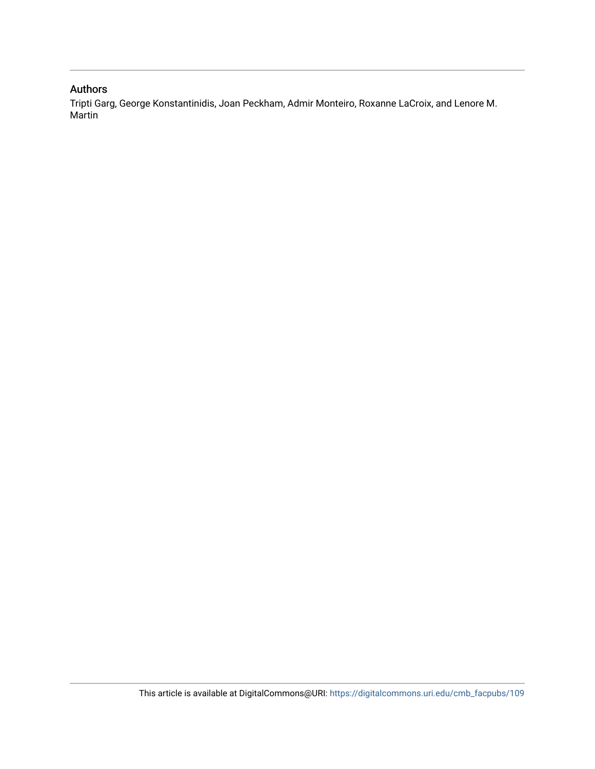## Authors

Tripti Garg, George Konstantinidis, Joan Peckham, Admir Monteiro, Roxanne LaCroix, and Lenore M. Martin

This article is available at DigitalCommons@URI: https://digitalcommons.uri.edu/cmb_facpubs/109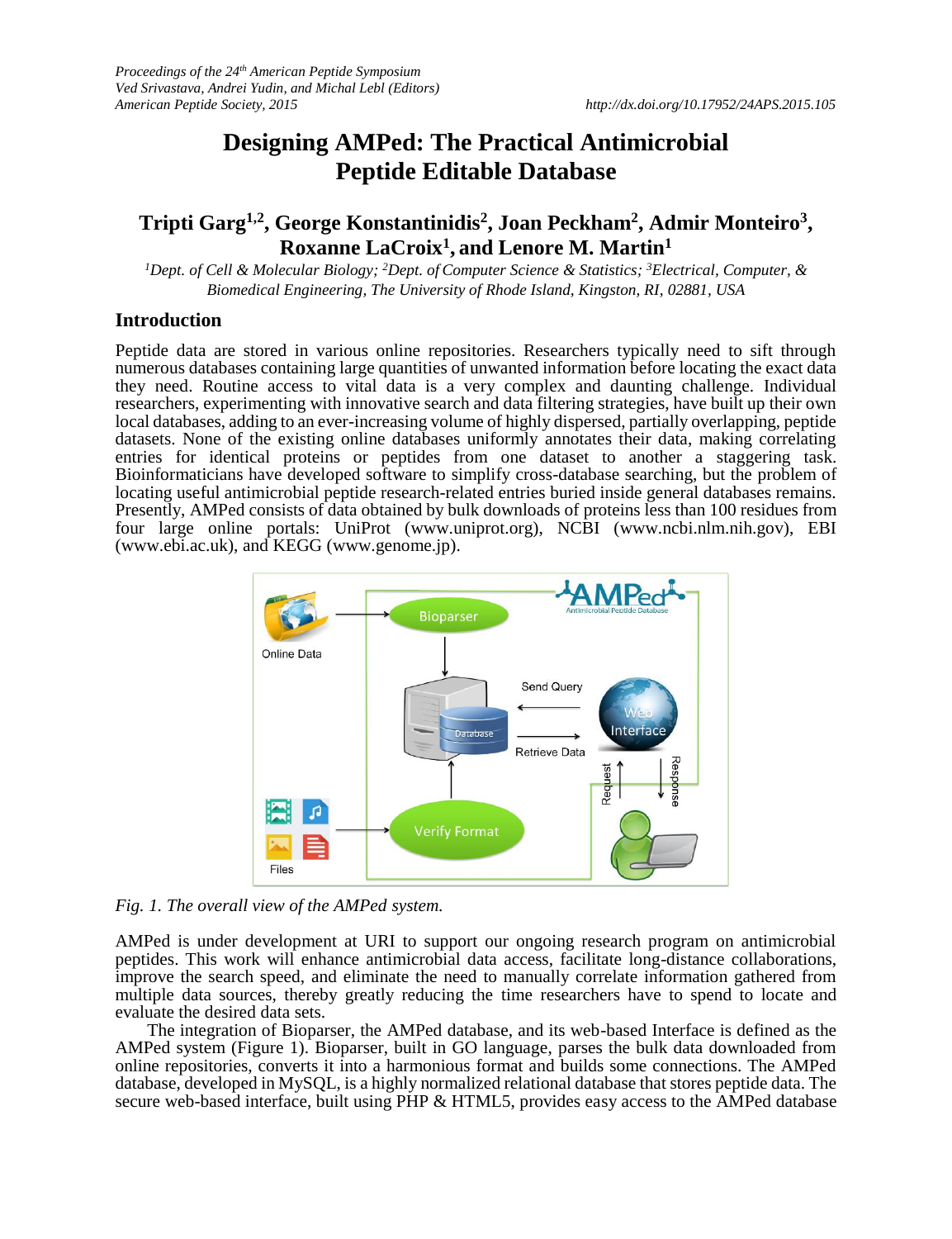Proceedings of the 24th American Peptide Symposium
Ved Srivastava, Andrei Yudin, and Michal Lebl (Editors)
American Peptide Society, 2015

http://dx.doi.org/10.17952/24APS.2015.105

# Designing AMPed: The Practical Antimicrobial Peptide Editable Database

**Tripti Garg[1,2], George Konstantinidis[2], Joan Peckham[2], Admir Monteiro[3], Roxanne LaCroix[1], and Lenore M. Martin[1]**

*[1]Dept. of Cell & Molecular Biology; [2]Dept. of Computer Science & Statistics; [3]Electrical, Computer, & Biomedical Engineering, The University of Rhode Island, Kingston, RI, 02881, USA*

## Introduction

Peptide data are stored in various online repositories. Researchers typically need to sift through numerous databases containing large quantities of unwanted information before locating the exact data they need. Routine access to vital data is a very complex and daunting challenge. Individual researchers, experimenting with innovative search and data filtering strategies, have built up their own local databases, adding to an ever-increasing volume of highly dispersed, partially overlapping, peptide datasets. None of the existing online databases uniformly annotates their data, making correlating entries for identical proteins or peptides from one dataset to another a staggering task. Bioinformaticians have developed software to simplify cross-database searching, but the problem of locating useful antimicrobial peptide research-related entries buried inside general databases remains. Presently, AMPed consists of data obtained by bulk downloads of proteins less than 100 residues from four large online portals: UniProt (www.uniprot.org), NCBI (www.ncbi.nlm.nih.gov), EBI (www.ebi.ac.uk), and KEGG (www.genome.jp).

*Fig. 1. The overall view of the AMPed system.*

AMPed is under development at URI to support our ongoing research program on antimicrobial peptides. This work will enhance antimicrobial data access, facilitate long-distance collaborations, improve the search speed, and eliminate the need to manually correlate information gathered from multiple data sources, thereby greatly reducing the time researchers have to spend to locate and evaluate the desired data sets.

The integration of Bioparser, the AMPed database, and its web-based Interface is defined as the AMPed system (Figure 1). Bioparser, built in GO language, parses the bulk data downloaded from online repositories, converts it into a harmonious format and builds some connections. The AMPed database, developed in MySQL, is a highly normalized relational database that stores peptide data. The secure web-based interface, built using PHP & HTML5, provides easy access to the AMPed database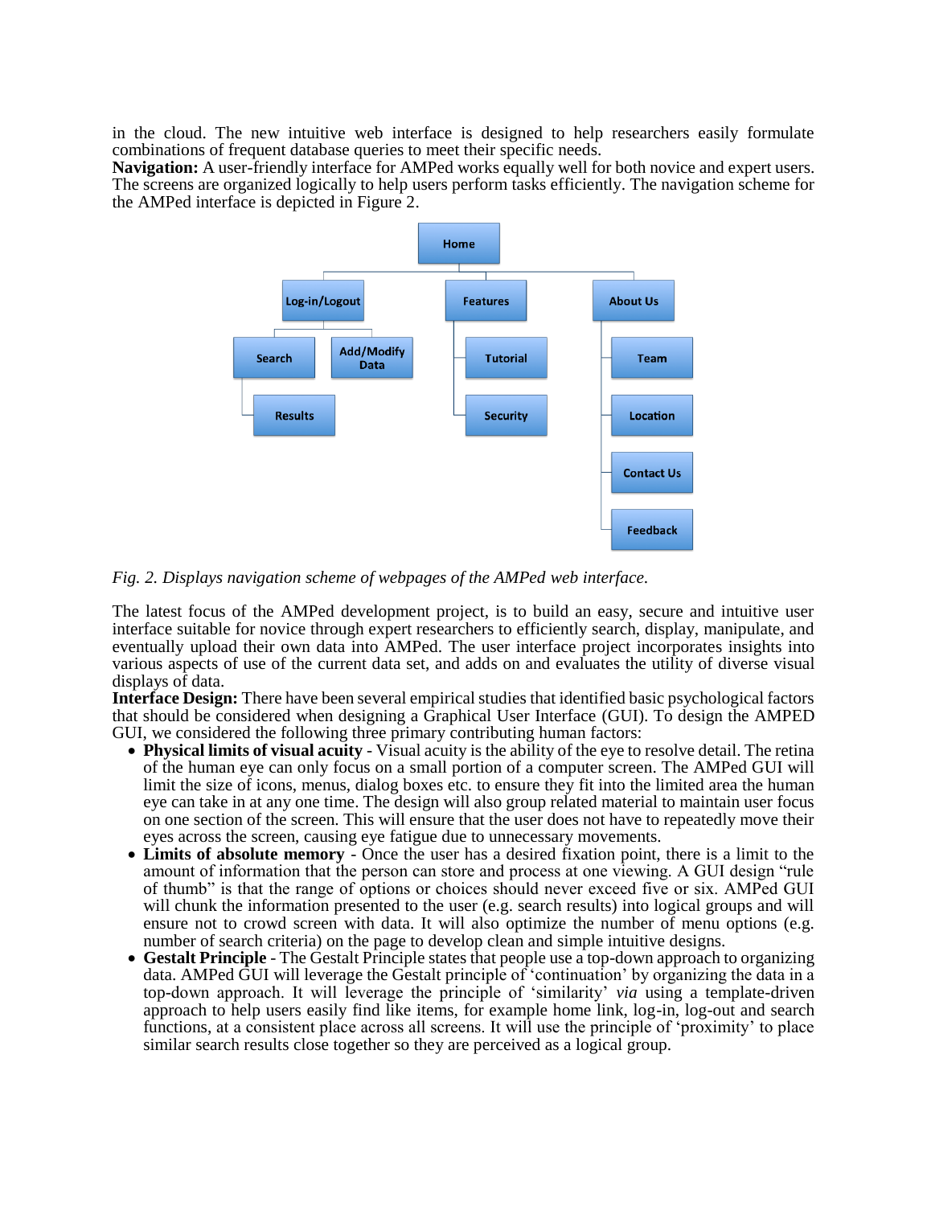in the cloud. The new intuitive web interface is designed to help researchers easily formulate combinations of frequent database queries to meet their specific needs.

**Navigation:** A user-friendly interface for AMPed works equally well for both novice and expert users. The screens are organized logically to help users perform tasks efficiently. The navigation scheme for the AMPed interface is depicted in Figure 2.

*Fig. 2. Displays navigation scheme of webpages of the AMPed web interface.*

The latest focus of the AMPed development project, is to build an easy, secure and intuitive user interface suitable for novice through expert researchers to efficiently search, display, manipulate, and eventually upload their own data into AMPed. The user interface project incorporates insights into various aspects of use of the current data set, and adds on and evaluates the utility of diverse visual displays of data.

**Interface Design:** There have been several empirical studies that identified basic psychological factors that should be considered when designing a Graphical User Interface (GUI). To design the AMPED GUI, we considered the following three primary contributing human factors:

- **Physical limits of visual acuity** - Visual acuity is the ability of the eye to resolve detail. The retina of the human eye can only focus on a small portion of a computer screen. The AMPed GUI will limit the size of icons, menus, dialog boxes etc. to ensure they fit into the limited area the human eye can take in at any one time. The design will also group related material to maintain user focus on one section of the screen. This will ensure that the user does not have to repeatedly move their eyes across the screen, causing eye fatigue due to unnecessary movements.
- **Limits of absolute memory** - Once the user has a desired fixation point, there is a limit to the amount of information that the person can store and process at one viewing. A GUI design "rule of thumb" is that the range of options or choices should never exceed five or six. AMPed GUI will chunk the information presented to the user (e.g. search results) into logical groups and will ensure not to crowd screen with data. It will also optimize the number of menu options (e.g. number of search criteria) on the page to develop clean and simple intuitive designs.
- **Gestalt Principle** - The Gestalt Principle states that people use a top-down approach to organizing data. AMPed GUI will leverage the Gestalt principle of 'continuation' by organizing the data in a top-down approach. It will leverage the principle of 'similarity' *via* using a template-driven approach to help users easily find like items, for example home link, log-in, log-out and search functions, at a consistent place across all screens. It will use the principle of 'proximity' to place similar search results close together so they are perceived as a logical group.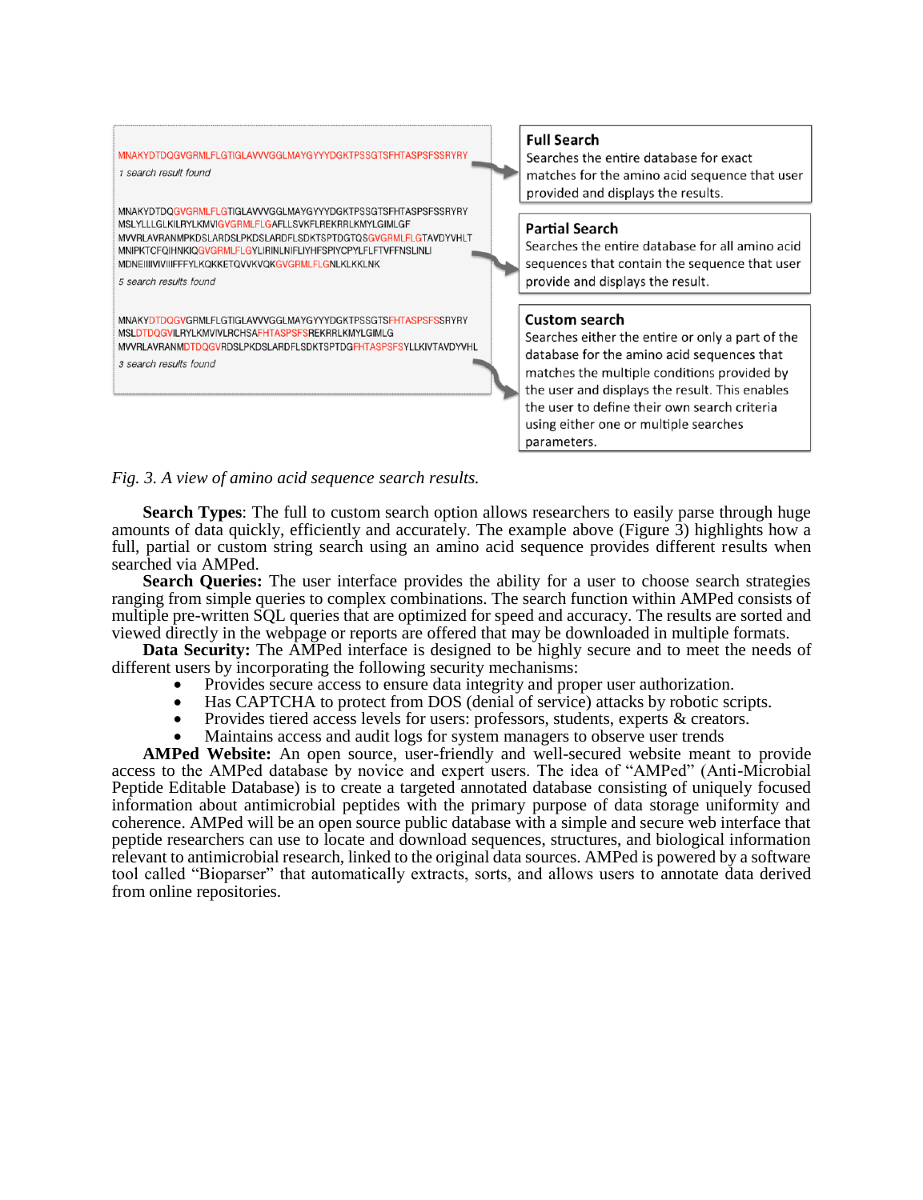MNAKYDTDQGVGRMLFLGTIGLAVVVGGLMAYGYYYDGKTPSSGTSFHTASPSFSSRYRY

*1 search result found*

MNAKYDTDQGVGRMLFLGTIGLAVVVGGLMAYGYYYDGKTPSSGTSFHTASPSFSSRYRY
MSLYLLLGLKILRYLKMVIGVGRMLFLGAFLLSVKFLREKRRLKMYLGIMLGF
MVVRLAVRANMPKDSLARDSLPKDSLARDFLSDKTSPTDGTQSGVGRMLFLGTAVDYVHLT
MNIPKTCFQIHNKIQGVGRMLFLGYLIRINLNIFLIYHFSPIYCPYLFLFTVFFNSLINLI
MDNEIIIIVIVIIIFFFYLKQKKETQVVKVQKGVGRMLFLGNLKLKKLNK

*5 search results found*

MNAKYDTDQGVGRMLFLGTIGLAVVVGGLMAYGYYYDGKTPSSGTSFHTASPSFSSRYRY
MSLDTDQGVILRYLKMVIVLRCHSAFHTASPSFSREKRRLKMYLGIMLG
MVVRLAVRANMDTDQGVRDSLPKDSLARDFLSDKTSPTDGFHTASPSFSYLLKIVTAVDYVHL

*3 search results found*

**Full Search**
Searches the entire database for exact matches for the amino acid sequence that user provided and displays the results.

**Partial Search**
Searches the entire database for all amino acid sequences that contain the sequence that user provide and displays the result.

**Custom search**
Searches either the entire or only a part of the database for the amino acid sequences that matches the multiple conditions provided by the user and displays the result. This enables the user to define their own search criteria using either one or multiple searches parameters.

*Fig. 3. A view of amino acid sequence search results.*

**Search Types**: The full to custom search option allows researchers to easily parse through huge amounts of data quickly, efficiently and accurately. The example above (Figure 3) highlights how a full, partial or custom string search using an amino acid sequence provides different results when searched via AMPed.

**Search Queries:** The user interface provides the ability for a user to choose search strategies ranging from simple queries to complex combinations. The search function within AMPed consists of multiple pre-written SQL queries that are optimized for speed and accuracy. The results are sorted and viewed directly in the webpage or reports are offered that may be downloaded in multiple formats.

**Data Security:** The AMPed interface is designed to be highly secure and to meet the needs of different users by incorporating the following security mechanisms:

- Provides secure access to ensure data integrity and proper user authorization.
- Has CAPTCHA to protect from DOS (denial of service) attacks by robotic scripts.
- Provides tiered access levels for users: professors, students, experts & creators.
- Maintains access and audit logs for system managers to observe user trends

**AMPed Website:** An open source, user-friendly and well-secured website meant to provide access to the AMPed database by novice and expert users. The idea of "AMPed" (Anti-Microbial Peptide Editable Database) is to create a targeted annotated database consisting of uniquely focused information about antimicrobial peptides with the primary purpose of data storage uniformity and coherence. AMPed will be an open source public database with a simple and secure web interface that peptide researchers can use to locate and download sequences, structures, and biological information relevant to antimicrobial research, linked to the original data sources. AMPed is powered by a software tool called "Bioparser" that automatically extracts, sorts, and allows users to annotate data derived from online repositories.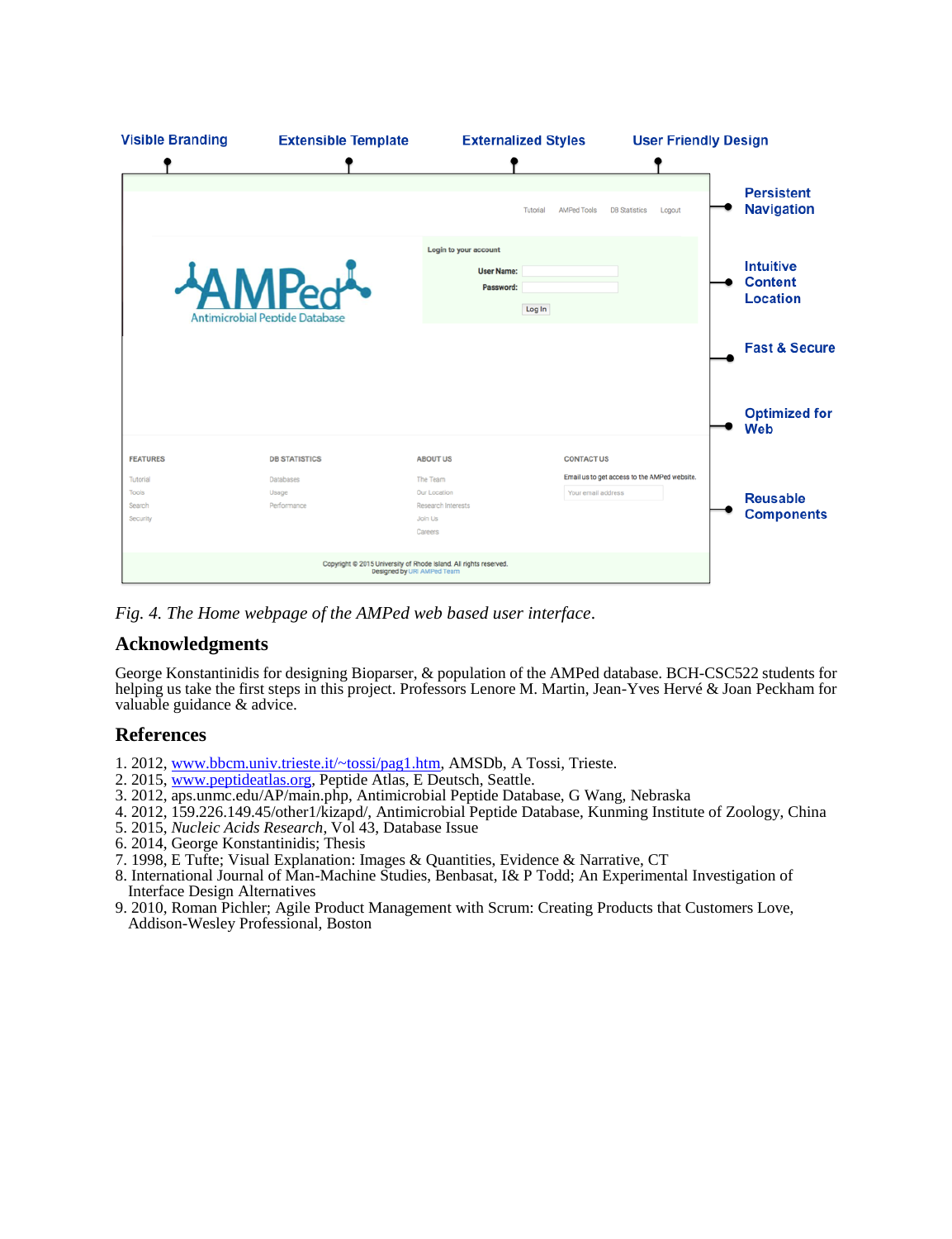Visible Branding

Extensible Template

Externalized Styles

User Friendly Design

Persistent Navigation

Intuitive Content Location

Fast & Secure

Optimized for Web

Reusable Components

Tutorial AMPed Tools DB Statistics Logout

AMPed

Antimicrobial Peptide Database

Login to your account

User Name:

Password:

Log In

FEATURES

Tutorial

Tools

Search

Security

DB STATISTICS

Databases

Usage

Performance

ABOUT US

The Team

Our Location

Research Interests

Join Us

Careers

CONTACT US

Email us to get access to the AMPed website.

Your email address

Copyright © 2015 University of Rhode Island. All rights reserved.

Designed by URI AMPed Team

*Fig. 4. The Home webpage of the AMPed web based user interface.*

## Acknowledgments

George Konstantinidis for designing Bioparser, & population of the AMPed database. BCH-CSC522 students for helping us take the first steps in this project. Professors Lenore M. Martin, Jean-Yves Hervé & Joan Peckham for valuable guidance & advice.

## References

1. 2012, www.bbcm.univ.trieste.it/~tossi/pag1.htm, AMSDb, A Tossi, Trieste.
2. 2015, www.peptideatlas.org, Peptide Atlas, E Deutsch, Seattle.
3. 2012, aps.unmc.edu/AP/main.php, Antimicrobial Peptide Database, G Wang, Nebraska
4. 2012, 159.226.149.45/other1/kizapd/, Antimicrobial Peptide Database, Kunming Institute of Zoology, China
5. 2015, *Nucleic Acids Research*, Vol 43, Database Issue
6. 2014, George Konstantinidis; Thesis
7. 1998, E Tufte; Visual Explanation: Images & Quantities, Evidence & Narrative, CT
8. International Journal of Man-Machine Studies, Benbasat, I& P Todd; An Experimental Investigation of Interface Design Alternatives
9. 2010, Roman Pichler; Agile Product Management with Scrum: Creating Products that Customers Love, Addison-Wesley Professional, Boston